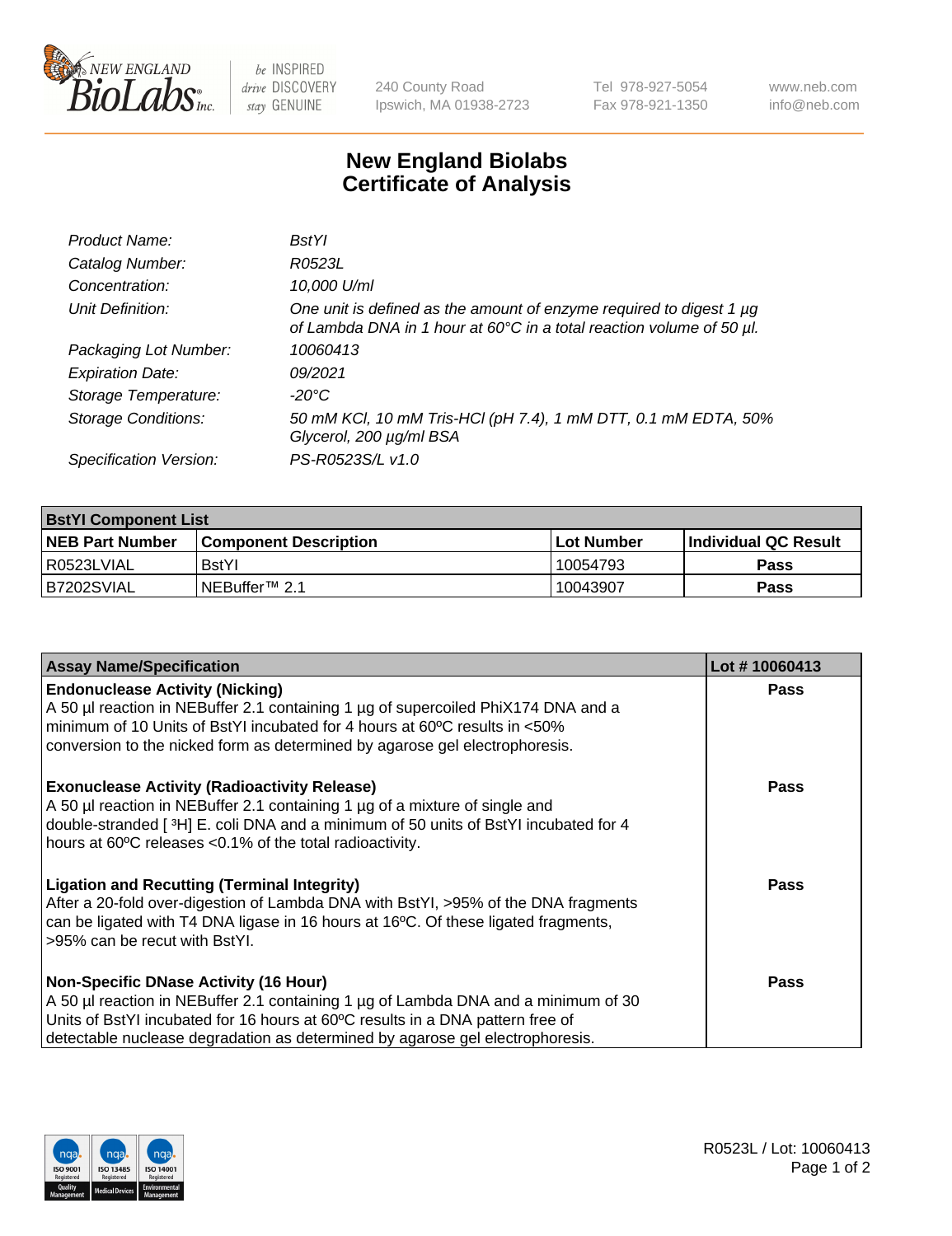# New England Biolabs Certificate of Analysis

| | |
|---|---|
| *Product Name:* | *BstYI* |
| *Catalog Number:* | *R0523L* |
| *Concentration:* | *10,000 U/ml* |
| *Unit Definition:* | *One unit is defined as the amount of enzyme required to digest 1 µg of Lambda DNA in 1 hour at 60°C in a total reaction volume of 50 µl.* |
| *Packaging Lot Number:* | *10060413* |
| *Expiration Date:* | *09/2021* |
| *Storage Temperature:* | *-20°C* |
| *Storage Conditions:* | *50 mM KCl, 10 mM Tris-HCl (pH 7.4), 1 mM DTT, 0.1 mM EDTA, 50% Glycerol, 200 µg/ml BSA* |
| *Specification Version:* | *PS-R0523S/L v1.0* |

| BstYI Component List | | | |
|---|---|---|---|
| **NEB Part Number** | **Component Description** | **Lot Number** | **Individual QC Result** |
| R0523LVIAL | BstYI | 10054793 | **Pass** |
| B7202SVIAL | NEBuffer™ 2.1 | 10043907 | **Pass** |

| Assay Name/Specification | Lot # 10060413 |
|---|---|
| **Endonuclease Activity (Nicking)**<br>A 50 µl reaction in NEBuffer 2.1 containing 1 µg of supercoiled PhiX174 DNA and a minimum of 10 Units of BstYI incubated for 4 hours at 60ºC results in <50% conversion to the nicked form as determined by agarose gel electrophoresis. | **Pass** |
| **Exonuclease Activity (Radioactivity Release)**<br>A 50 µl reaction in NEBuffer 2.1 containing 1 µg of a mixture of single and double-stranded [ $^3$H] E. coli DNA and a minimum of 50 units of BstYI incubated for 4 hours at 60ºC releases <0.1% of the total radioactivity. | **Pass** |
| **Ligation and Recutting (Terminal Integrity)**<br>After a 20-fold over-digestion of Lambda DNA with BstYI, >95% of the DNA fragments can be ligated with T4 DNA ligase in 16 hours at 16ºC. Of these ligated fragments, >95% can be recut with BstYI. | **Pass** |
| **Non-Specific DNase Activity (16 Hour)**<br>A 50 µl reaction in NEBuffer 2.1 containing 1 µg of Lambda DNA and a minimum of 30 Units of BstYI incubated for 16 hours at 60ºC results in a DNA pattern free of detectable nuclease degradation as determined by agarose gel electrophoresis. | **Pass** |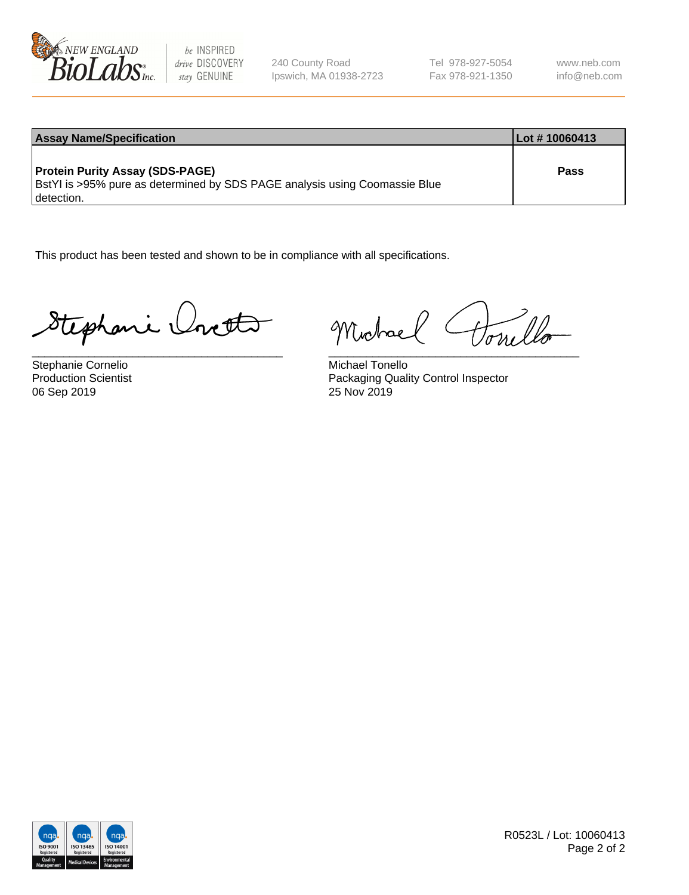NEW ENGLAND BioLabs Inc. — be INSPIRED drive DISCOVERY stay GENUINE

240 County Road
Ipswich, MA 01938-2723

Tel 978-927-5054
Fax 978-921-1350

www.neb.com
info@neb.com

| Assay Name/Specification | Lot # 10060413 |
|---|---|
| **Protein Purity Assay (SDS-PAGE)** BstYI is >95% pure as determined by SDS PAGE analysis using Coomassie Blue detection. | **Pass** |

This product has been tested and shown to be in compliance with all specifications.

Stephanie Cornelio
Production Scientist
06 Sep 2019

Michael Tonello
Packaging Quality Control Inspector
25 Nov 2019

R0523L / Lot: 10060413